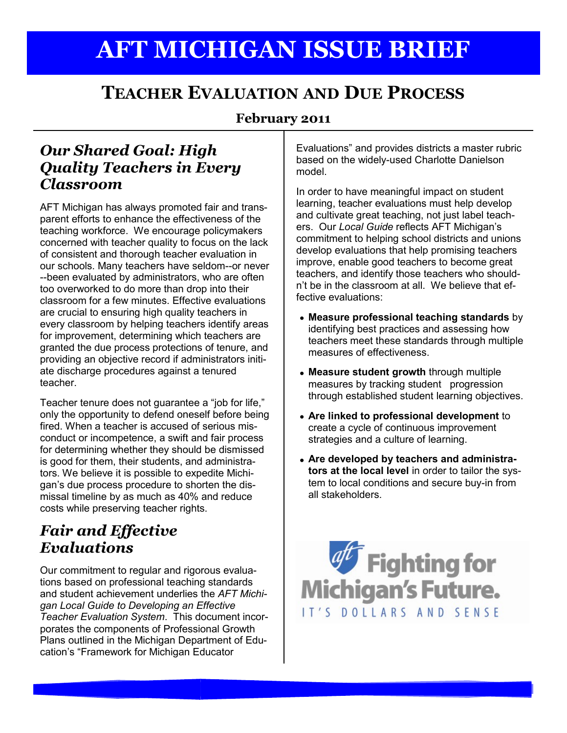# AFT MICHIGAN ISSUE BRIEF

## Teacher Evaluation and Due Process

**February 2011**

### *Our Shared Goal: High Quality Teachers in Every Classroom*

AFT Michigan has always promoted fair and transparent efforts to enhance the effectiveness of the teaching workforce. We encourage policymakers concerned with teacher quality to focus on the lack of consistent and thorough teacher evaluation in our schools. Many teachers have seldom--or never--been evaluated by administrators, who are often too overworked to do more than drop into their classroom for a few minutes. Effective evaluations are crucial to ensuring high quality teachers in every classroom by helping teachers identify areas for improvement, determining which teachers are granted the due process protections of tenure, and providing an objective record if administrators initiate discharge procedures against a tenured teacher.

Teacher tenure does not guarantee a "job for life," only the opportunity to defend oneself before being fired. When a teacher is accused of serious misconduct or incompetence, a swift and fair process for determining whether they should be dismissed is good for them, their students, and administrators. We believe it is possible to expedite Michigan's due process procedure to shorten the dismissal timeline by as much as 40% and reduce costs while preserving teacher rights.

### *Fair and Effective Evaluations*

Our commitment to regular and rigorous evaluations based on professional teaching standards and student achievement underlies the *AFT Michigan Local Guide to Developing an Effective Teacher Evaluation System*. This document incorporates the components of Professional Growth Plans outlined in the Michigan Department of Education's "Framework for Michigan Educator Evaluations" and provides districts a master rubric based on the widely-used Charlotte Danielson model.

In order to have meaningful impact on student learning, teacher evaluations must help develop and cultivate great teaching, not just label teachers. Our *Local Guide* reflects AFT Michigan's commitment to helping school districts and unions develop evaluations that help promising teachers improve, enable good teachers to become great teachers, and identify those teachers who shouldn't be in the classroom at all. We believe that effective evaluations:

- **Measure professional teaching standards** by identifying best practices and assessing how teachers meet these standards through multiple measures of effectiveness.
- **Measure student growth** through multiple measures by tracking student progression through established student learning objectives.
- **Are linked to professional development** to create a cycle of continuous improvement strategies and a culture of learning.
- **Are developed by teachers and administrators at the local level** in order to tailor the system to local conditions and secure buy-in from all stakeholders.

aft Fighting for Michigan's Future.
IT'S DOLLARS AND SENSE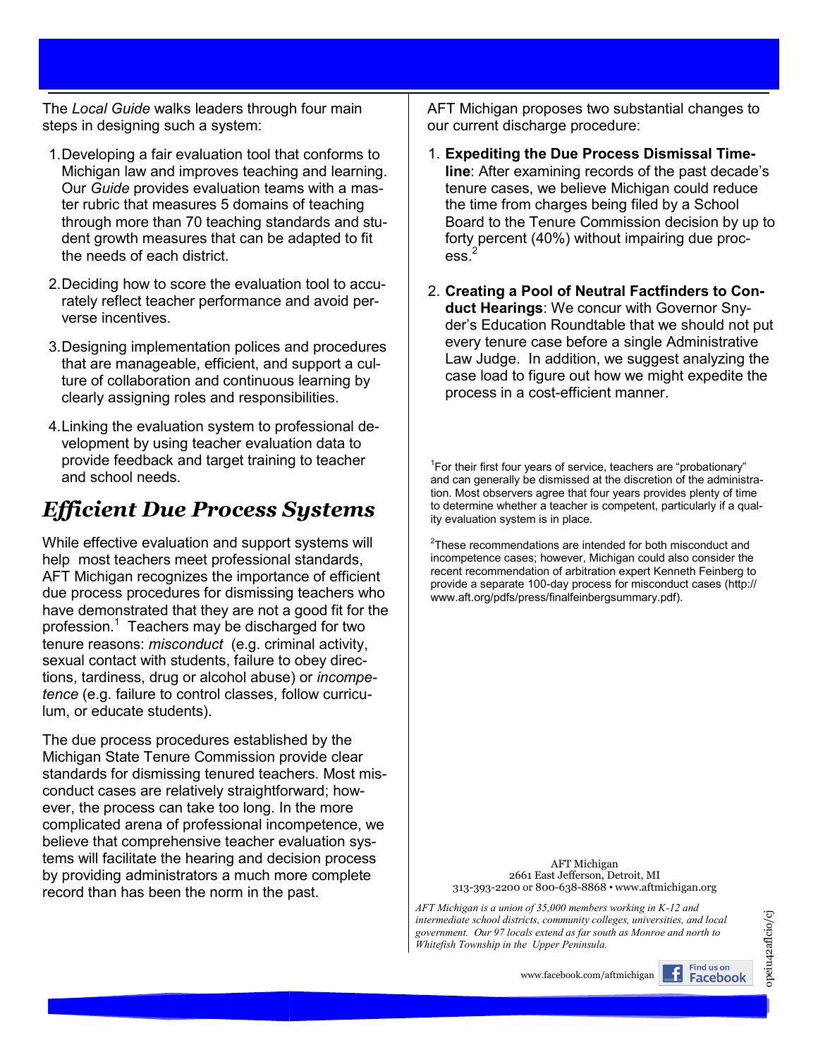The *Local Guide* walks leaders through four main steps in designing such a system:

1. Developing a fair evaluation tool that conforms to Michigan law and improves teaching and learning. Our *Guide* provides evaluation teams with a master rubric that measures 5 domains of teaching through more than 70 teaching standards and student growth measures that can be adapted to fit the needs of each district.

2. Deciding how to score the evaluation tool to accurately reflect teacher performance and avoid perverse incentives.

3. Designing implementation polices and procedures that are manageable, efficient, and support a culture of collaboration and continuous learning by clearly assigning roles and responsibilities.

4. Linking the evaluation system to professional development by using teacher evaluation data to provide feedback and target training to teacher and school needs.

## *Efficient Due Process Systems*

While effective evaluation and support systems will help most teachers meet professional standards, AFT Michigan recognizes the importance of efficient due process procedures for dismissing teachers who have demonstrated that they are not a good fit for the profession.[1] Teachers may be discharged for two tenure reasons: *misconduct* (e.g. criminal activity, sexual contact with students, failure to obey directions, tardiness, drug or alcohol abuse) or *incompetence* (e.g. failure to control classes, follow curriculum, or educate students).

The due process procedures established by the Michigan State Tenure Commission provide clear standards for dismissing tenured teachers. Most misconduct cases are relatively straightforward; however, the process can take too long. In the more complicated arena of professional incompetence, we believe that comprehensive teacher evaluation systems will facilitate the hearing and decision process by providing administrators a much more complete record than has been the norm in the past.

AFT Michigan proposes two substantial changes to our current discharge procedure:

1. **Expediting the Due Process Dismissal Timeline**: After examining records of the past decade's tenure cases, we believe Michigan could reduce the time from charges being filed by a School Board to the Tenure Commission decision by up to forty percent (40%) without impairing due process.[2]

2. **Creating a Pool of Neutral Factfinders to Conduct Hearings**: We concur with Governor Snyder's Education Roundtable that we should not put every tenure case before a single Administrative Law Judge. In addition, we suggest analyzing the case load to figure out how we might expedite the process in a cost-efficient manner.

[1]For their first four years of service, teachers are "probationary" and can generally be dismissed at the discretion of the administration. Most observers agree that four years provides plenty of time to determine whether a teacher is competent, particularly if a quality evaluation system is in place.

[2]These recommendations are intended for both misconduct and incompetence cases; however, Michigan could also consider the recent recommendation of arbitration expert Kenneth Feinberg to provide a separate 100-day process for misconduct cases (http://www.aft.org/pdfs/press/finalfeinbergsummary.pdf).

AFT Michigan
2661 East Jefferson, Detroit, MI
313-393-2200 or 800-638-8868 • www.aftmichigan.org

*AFT Michigan is a union of 35,000 members working in K-12 and intermediate school districts, community colleges, universities, and local government. Our 97 locals extend as far south as Monroe and north to Whitefish Township in the Upper Peninsula.*

www.facebook.com/aftmichigan Find us on Facebook

opeiu42aflcio/cj